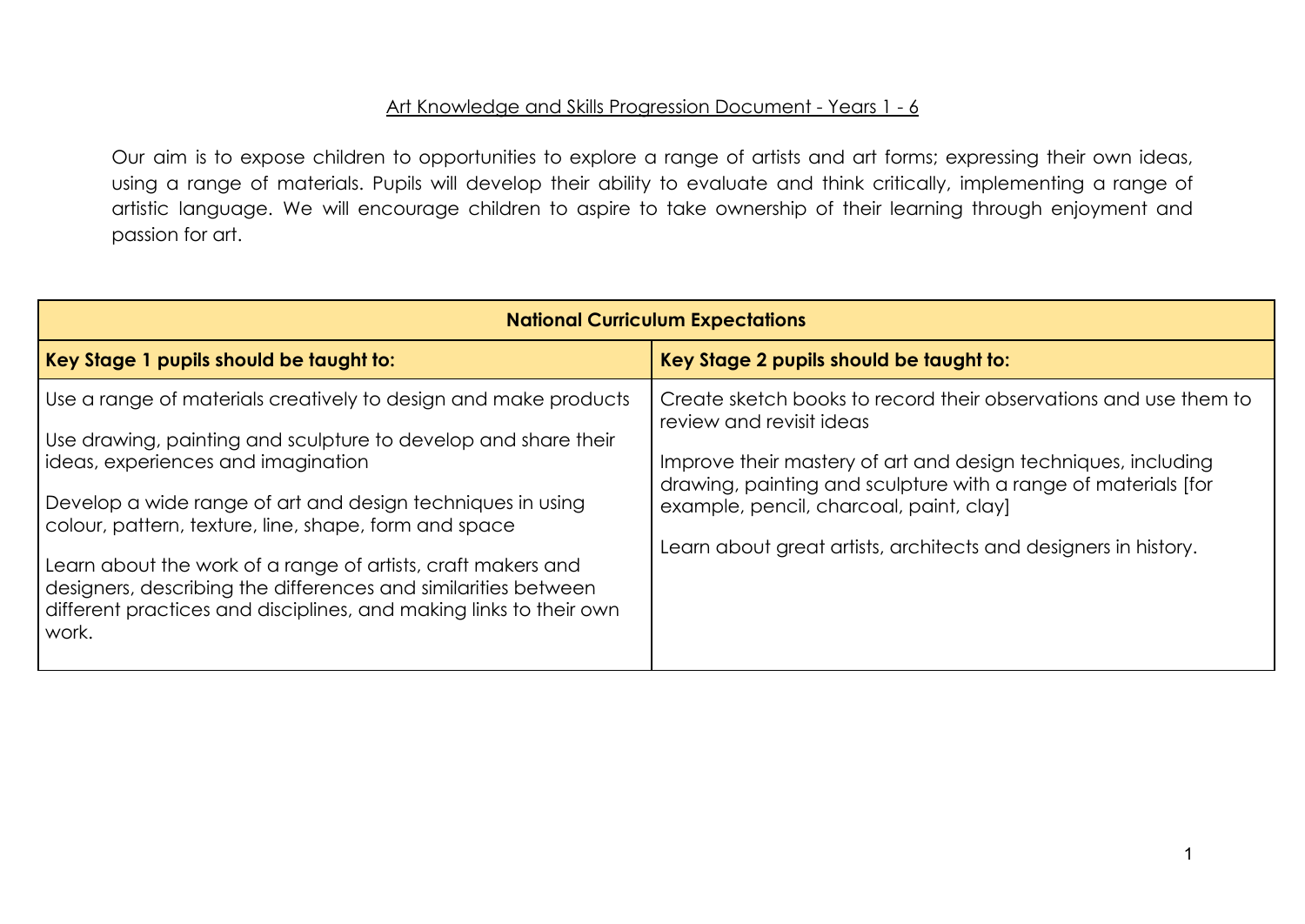# Art Knowledge and Skills Progression Document - Years 1 - 6

Our aim is to expose children to opportunities to explore a range of artists and art forms; expressing their own ideas, using a range of materials. Pupils will develop their ability to evaluate and think critically, implementing a range of artistic language. We will encourage children to aspire to take ownership of their learning through enjoyment and passion for art.

| **National Curriculum Expectations** | |
|---|---|
| **Key Stage 1 pupils should be taught to:** | **Key Stage 2 pupils should be taught to:** |
| Use a range of materials creatively to design and make products<br><br>Use drawing, painting and sculpture to develop and share their ideas, experiences and imagination<br><br>Develop a wide range of art and design techniques in using colour, pattern, texture, line, shape, form and space<br><br>Learn about the work of a range of artists, craft makers and designers, describing the differences and similarities between different practices and disciplines, and making links to their own work. | Create sketch books to record their observations and use them to review and revisit ideas<br><br>Improve their mastery of art and design techniques, including drawing, painting and sculpture with a range of materials [for example, pencil, charcoal, paint, clay]<br><br>Learn about great artists, architects and designers in history. |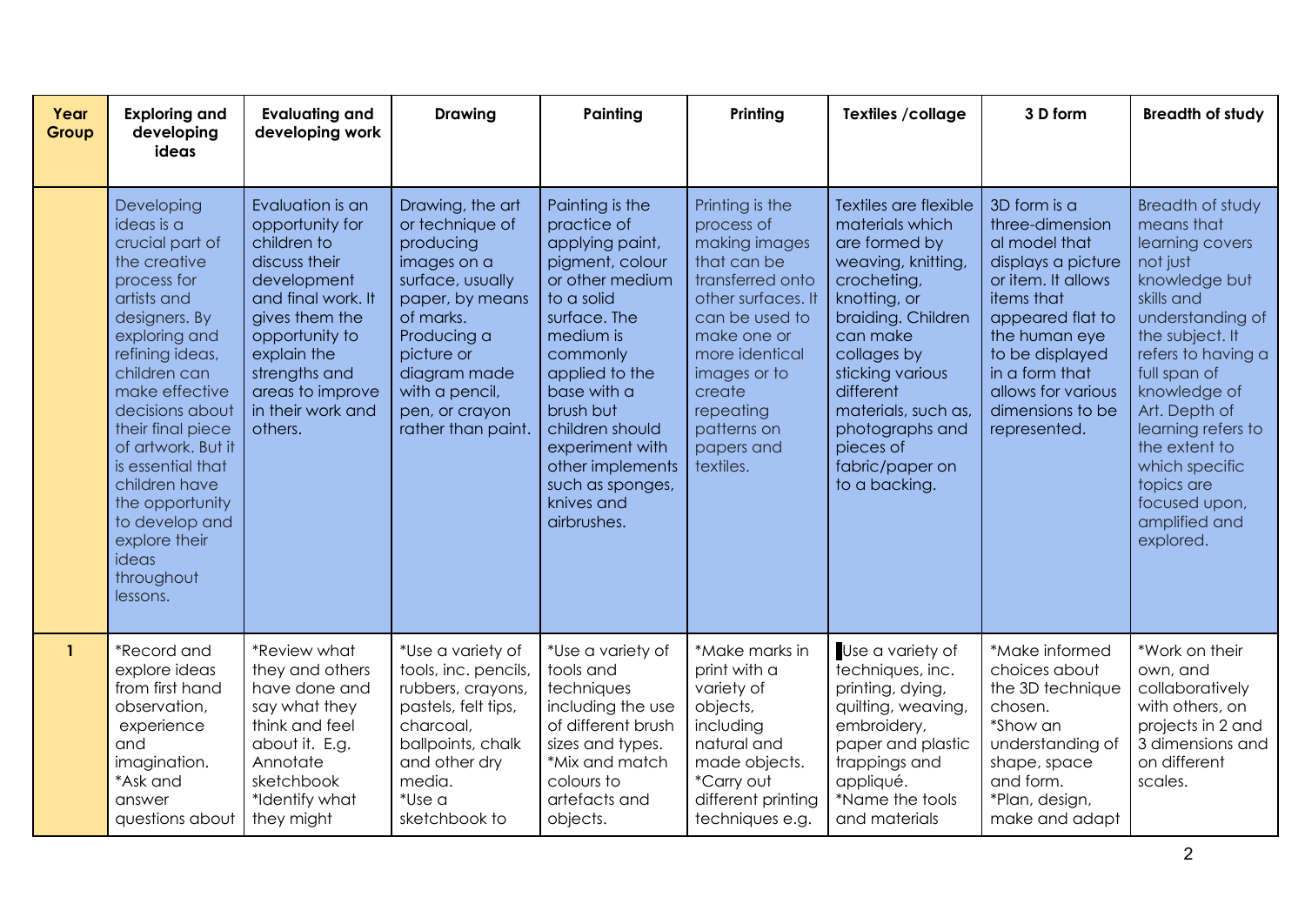| Year Group | Exploring and developing ideas | Evaluating and developing work | Drawing | Painting | Printing | Textiles /collage | 3 D form | Breadth of study |
|---|---|---|---|---|---|---|---|---|
| | Developing ideas is a crucial part of the creative process for artists and designers. By exploring and refining ideas, children can make effective decisions about their final piece of artwork. But it is essential that children have the opportunity to develop and explore their ideas throughout lessons. | Evaluation is an opportunity for children to discuss their development and final work. It gives them the opportunity to explain the strengths and areas to improve in their work and others. | Drawing, the art or technique of producing images on a surface, usually paper, by means of marks. Producing a picture or diagram made with a pencil, pen, or crayon rather than paint. | Painting is the practice of applying paint, pigment, colour or other medium to a solid surface. The medium is commonly applied to the base with a brush but children should experiment with other implements such as sponges, knives and airbrushes. | Printing is the process of making images that can be transferred onto other surfaces. It can be used to make one or more identical images or to create repeating patterns on papers and textiles. | Textiles are flexible materials which are formed by weaving, knitting, crocheting, knotting, or braiding. Children can make collages by sticking various different materials, such as, photographs and pieces of fabric/paper on to a backing. | 3D form is a three-dimension al model that displays a picture or item. It allows items that appeared flat to the human eye to be displayed in a form that allows for various dimensions to be represented. | Breadth of study means that learning covers not just knowledge but skills and understanding of the subject. It refers to having a full span of knowledge of Art. Depth of learning refers to the extent to which specific topics are focused upon, amplified and explored. |
| 1 | *Record and explore ideas from first hand observation, experience and imagination. *Ask and answer questions about | *Review what they and others have done and say what they think and feel about it. E.g. Annotate sketchbook *Identify what they might | *Use a variety of tools, inc. pencils, rubbers, crayons, pastels, felt tips, charcoal, ballpoints, chalk and other dry media. *Use a sketchbook to | *Use a variety of tools and techniques including the use of different brush sizes and types. *Mix and match colours to artefacts and objects. | *Make marks in print with a variety of objects, including natural and made objects. *Carry out different printing techniques e.g. | Use a variety of techniques, inc. printing, dying, quilting, weaving, embroidery, paper and plastic trappings and appliqué. *Name the tools and materials | *Make informed choices about the 3D technique chosen. *Show an understanding of shape, space and form. *Plan, design, make and adapt | *Work on their own, and collaboratively with others, on projects in 2 and 3 dimensions and on different scales. |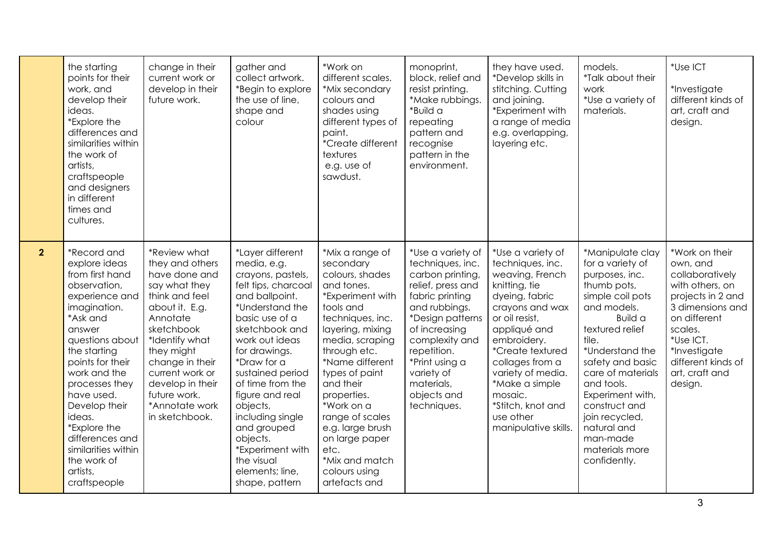| | | | | | | | | |
|---|---|---|---|---|---|---|---|---|
| | the starting points for their work, and develop their ideas. *Explore the differences and similarities within the work of artists, craftspeople and designers in different times and cultures. | change in their current work or develop in their future work. | gather and collect artwork. *Begin to explore the use of line, shape and colour | *Work on different scales. *Mix secondary colours and shades using different types of paint. *Create different textures e.g. use of sawdust. | monoprint, block, relief and resist printing. *Make rubbings. *Build a repeating pattern and recognise pattern in the environment. | they have used. *Develop skills in stitching. Cutting and joining. *Experiment with a range of media e.g. overlapping, layering etc. | models. *Talk about their work *Use a variety of materials. | *Use ICT *Investigate different kinds of art, craft and design. |
| **2** | *Record and explore ideas from first hand observation, experience and imagination. *Ask and answer questions about the starting points for their work and the processes they have used. Develop their ideas. *Explore the differences and similarities within the work of artists, craftspeople | *Review what they and others have done and say what they think and feel about it. E.g. Annotate sketchbook *Identify what they might change in their current work or develop in their future work. *Annotate work in sketchbook. | *Layer different media, e.g. crayons, pastels, felt tips, charcoal and ballpoint. *Understand the basic use of a sketchbook and work out ideas for drawings. *Draw for a sustained period of time from the figure and real objects, including single and grouped objects. *Experiment with the visual elements; line, shape, pattern | *Mix a range of secondary colours, shades and tones. *Experiment with tools and techniques, inc. layering, mixing media, scraping through etc. *Name different types of paint and their properties. *Work on a range of scales e.g. large brush on large paper etc. *Mix and match colours using artefacts and | *Use a variety of techniques, inc. carbon printing, relief, press and fabric printing and rubbings. *Design patterns of increasing complexity and repetition. *Print using a variety of materials, objects and techniques. | *Use a variety of techniques, inc. weaving, French knitting, tie dyeing, fabric crayons and wax or oil resist, appliqué and embroidery. *Create textured collages from a variety of media. *Make a simple mosaic. *Stitch, knot and use other manipulative skills. | *Manipulate clay for a variety of purposes, inc. thumb pots, simple coil pots and models. Build a textured relief tile. *Understand the safety and basic care of materials and tools. Experiment with, construct and join recycled, natural and man-made materials more confidently. | *Work on their own, and collaboratively with others, on projects in 2 and 3 dimensions and on different scales. *Use ICT. *Investigate different kinds of art, craft and design. |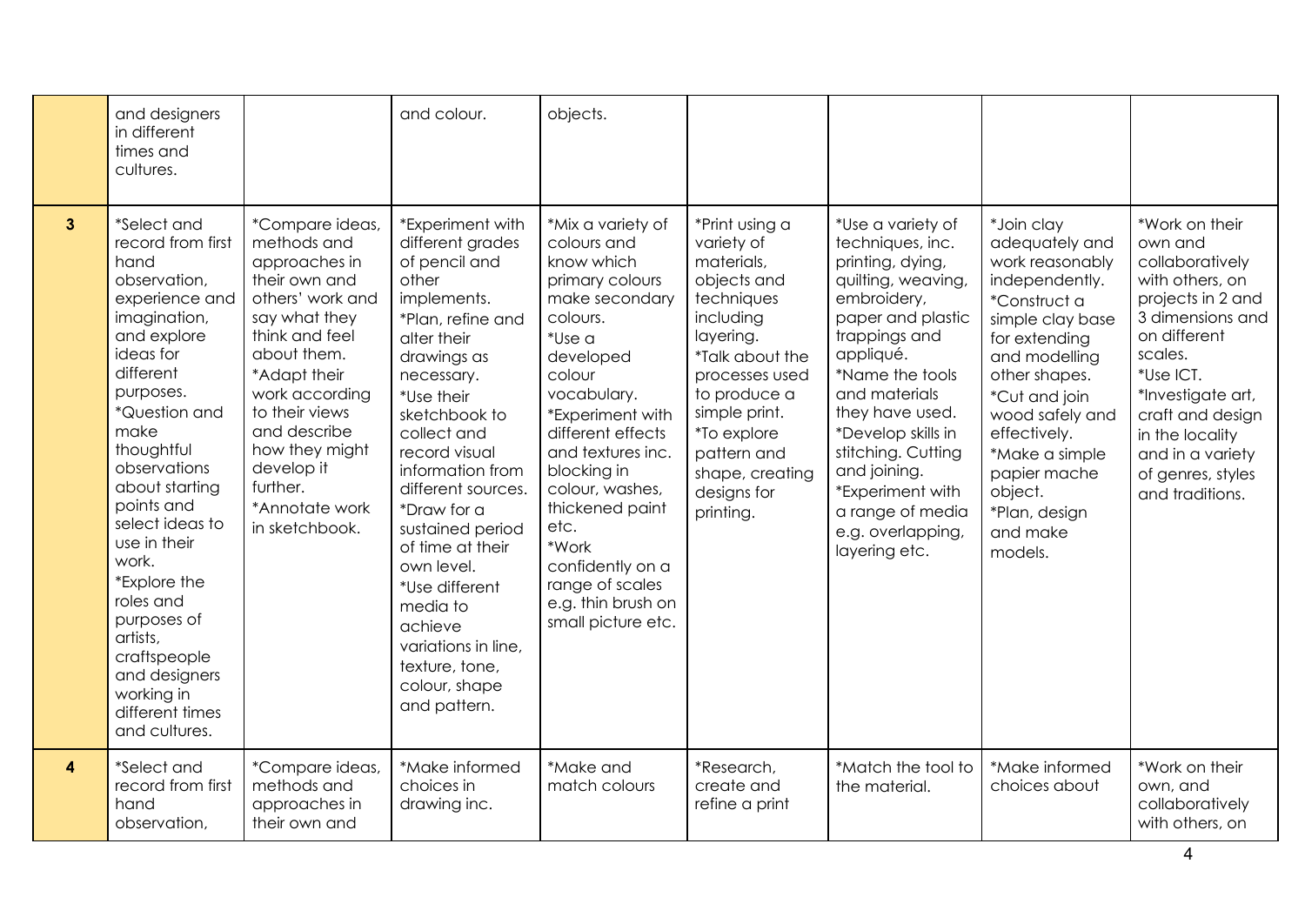| | | | | | | | | |
|---|---|---|---|---|---|---|---|---|
| | and designers in different times and cultures. | | and colour. | objects. | | | | |
| **3** | *Select and record from first hand observation, experience and imagination, and explore ideas for different purposes.<br>*Question and make thoughtful observations about starting points and select ideas to use in their work.<br>*Explore the roles and purposes of artists, craftspeople and designers working in different times and cultures. | *Compare ideas, methods and approaches in their own and others' work and say what they think and feel about them.<br>*Adapt their work according to their views and describe how they might develop it further.<br>*Annotate work in sketchbook. | *Experiment with different grades of pencil and other implements.<br>*Plan, refine and alter their drawings as necessary.<br>*Use their sketchbook to collect and record visual information from different sources.<br>*Draw for a sustained period of time at their own level.<br>*Use different media to achieve variations in line, texture, tone, colour, shape and pattern. | *Mix a variety of colours and know which primary colours make secondary colours.<br>*Use a developed colour vocabulary.<br>*Experiment with different effects and textures inc. blocking in colour, washes, thickened paint etc.<br>*Work confidently on a range of scales e.g. thin brush on small picture etc. | *Print using a variety of materials, objects and techniques including layering.<br>*Talk about the processes used to produce a simple print.<br>*To explore pattern and shape, creating designs for printing. | *Use a variety of techniques, inc. printing, dying, quilting, weaving, embroidery, paper and plastic trappings and appliqué.<br>*Name the tools and materials they have used.<br>*Develop skills in stitching. Cutting and joining.<br>*Experiment with a range of media e.g. overlapping, layering etc. | *Join clay adequately and work reasonably independently.<br>*Construct a simple clay base for extending and modelling other shapes.<br>*Cut and join wood safely and effectively.<br>*Make a simple papier mache object.<br>*Plan, design and make models. | *Work on their own and collaboratively with others, on projects in 2 and 3 dimensions and on different scales.<br>*Use ICT.<br>*Investigate art, craft and design in the locality and in a variety of genres, styles and traditions. |
| **4** | *Select and record from first hand observation, | *Compare ideas, methods and approaches in their own and | *Make informed choices in drawing inc. | *Make and match colours | *Research, create and refine a print | *Match the tool to the material. | *Make informed choices about | *Work on their own, and collaboratively with others, on |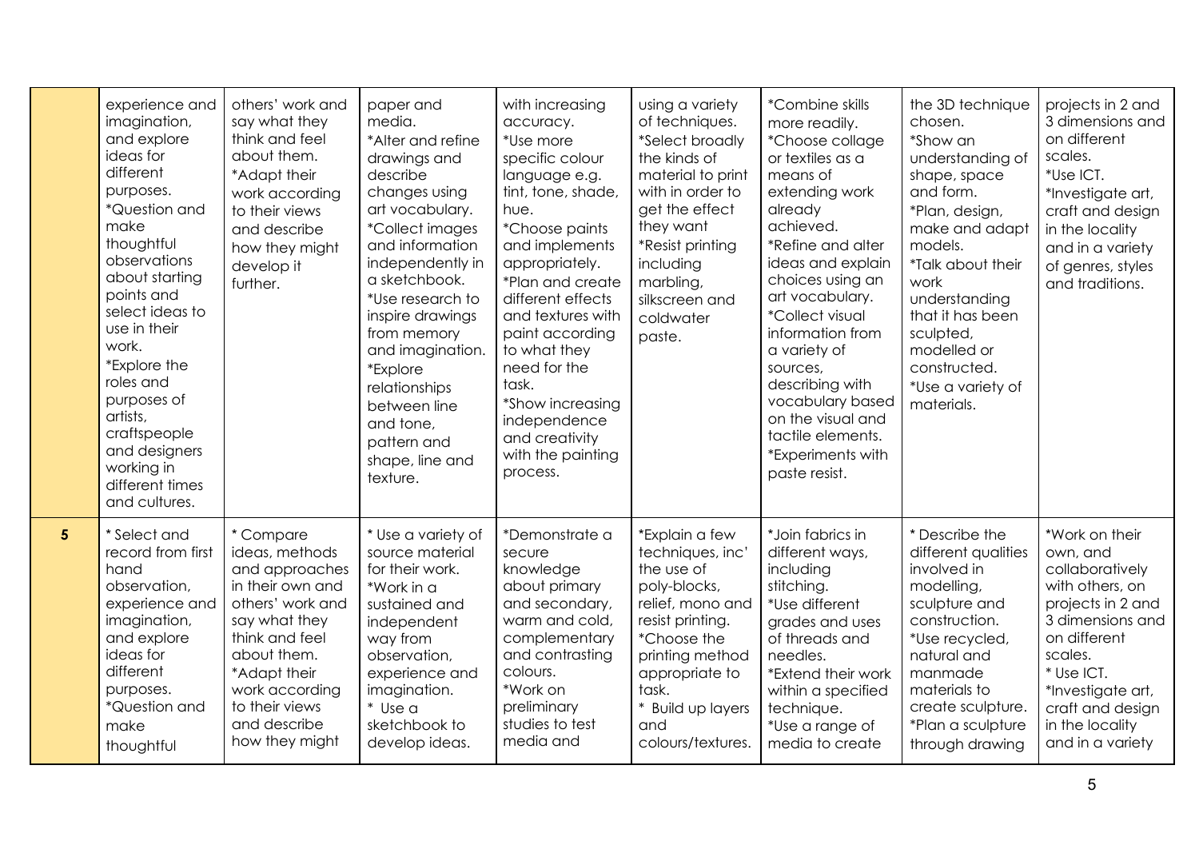| | | | | | | | | |
|---|---|---|---|---|---|---|---|---|
| | experience and imagination, and explore ideas for different purposes. *Question and make thoughtful observations about starting points and select ideas to use in their work. *Explore the roles and purposes of artists, craftspeople and designers working in different times and cultures. | others' work and say what they think and feel about them. *Adapt their work according to their views and describe how they might develop it further. | paper and media. *Alter and refine drawings and describe changes using art vocabulary. *Collect images and information independently in a sketchbook. *Use research to inspire drawings from memory and imagination. *Explore relationships between line and tone, pattern and shape, line and texture. | with increasing accuracy. *Use more specific colour language e.g. tint, tone, shade, hue. *Choose paints and implements appropriately. *Plan and create different effects and textures with paint according to what they need for the task. *Show increasing independence and creativity with the painting process. | using a variety of techniques. *Select broadly the kinds of material to print with in order to get the effect they want *Resist printing including marbling, silkscreen and coldwater paste. | *Combine skills more readily. *Choose collage or textiles as a means of extending work already achieved. *Refine and alter ideas and explain choices using an art vocabulary. *Collect visual information from a variety of sources, describing with vocabulary based on the visual and tactile elements. *Experiments with paste resist. | the 3D technique chosen. *Show an understanding of shape, space and form. *Plan, design, make and adapt models. *Talk about their work understanding that it has been sculpted, modelled or constructed. *Use a variety of materials. | projects in 2 and 3 dimensions and on different scales. *Use ICT. *Investigate art, craft and design in the locality and in a variety of genres, styles and traditions. |
| **5** | * Select and record from first hand observation, experience and imagination, and explore ideas for different purposes. *Question and make thoughtful | * Compare ideas, methods and approaches in their own and others' work and say what they think and feel about them. *Adapt their work according to their views and describe how they might | * Use a variety of source material for their work. *Work in a sustained and independent way from observation, experience and imagination. * Use a sketchbook to develop ideas. | *Demonstrate a secure knowledge about primary and secondary, warm and cold, complementary and contrasting colours. *Work on preliminary studies to test media and | *Explain a few techniques, inc' the use of poly-blocks, relief, mono and resist printing. *Choose the printing method appropriate to task. * Build up layers and colours/textures. | *Join fabrics in different ways, including stitching. *Use different grades and uses of threads and needles. *Extend their work within a specified technique. *Use a range of media to create | * Describe the different qualities involved in modelling, sculpture and construction. *Use recycled, natural and manmade materials to create sculpture. *Plan a sculpture through drawing | *Work on their own, and collaboratively with others, on projects in 2 and 3 dimensions and on different scales. * Use ICT. *Investigate art, craft and design in the locality and in a variety |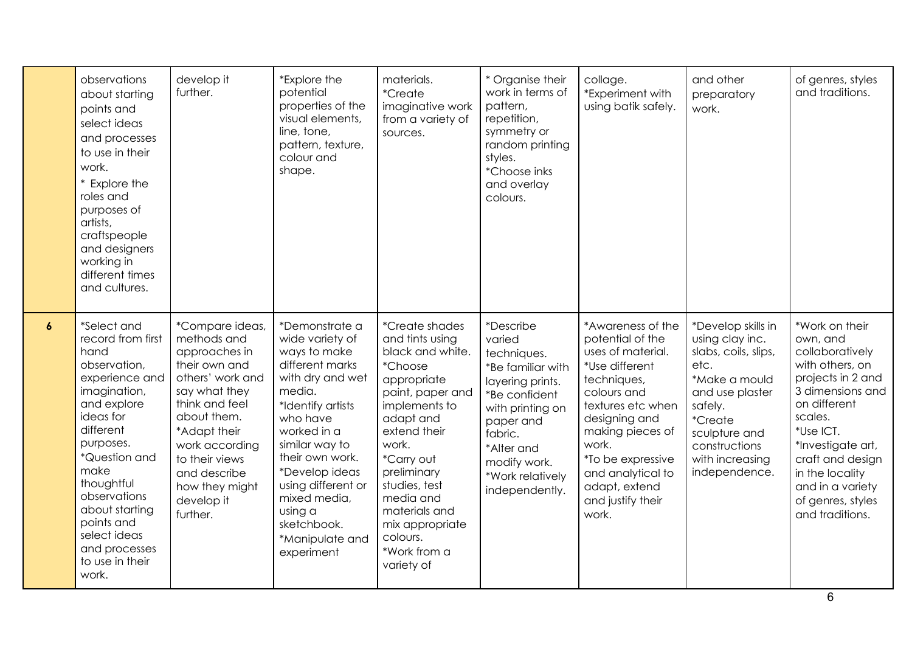|  |  |  |  |  |  |  |  |  |
|---|---|---|---|---|---|---|---|---|
|  | observations about starting points and select ideas and processes to use in their work.<br>* Explore the roles and purposes of artists, craftspeople and designers working in different times and cultures. | develop it further. | *Explore the potential properties of the visual elements, line, tone, pattern, texture, colour and shape. | materials.<br>*Create imaginative work from a variety of sources. | * Organise their work in terms of pattern, repetition, symmetry or random printing styles.<br>*Choose inks and overlay colours. | collage.<br>*Experiment with using batik safely. | and other preparatory work. | of genres, styles and traditions. |
| **6** | *Select and record from first hand observation, experience and imagination, and explore ideas for different purposes.<br>*Question and make thoughtful observations about starting points and select ideas and processes to use in their work. | *Compare ideas, methods and approaches in their own and others' work and say what they think and feel about them.<br>*Adapt their work according to their views and describe how they might develop it further. | *Demonstrate a wide variety of ways to make different marks with dry and wet media.<br>*Identify artists who have worked in a similar way to their own work.<br>*Develop ideas using different or mixed media, using a sketchbook.<br>*Manipulate and experiment | *Create shades and tints using black and white.<br>*Choose appropriate paint, paper and implements to adapt and extend their work.<br>*Carry out preliminary studies, test media and materials and mix appropriate colours.<br>*Work from a variety of | *Describe varied techniques.<br>*Be familiar with layering prints.<br>*Be confident with printing on paper and fabric.<br>*Alter and modify work.<br>*Work relatively independently. | *Awareness of the potential of the uses of material.<br>*Use different techniques, colours and textures etc when designing and making pieces of work.<br>*To be expressive and analytical to adapt, extend and justify their work. | *Develop skills in using clay inc. slabs, coils, slips, etc.<br>*Make a mould and use plaster safely.<br>*Create sculpture and constructions with increasing independence. | *Work on their own, and collaboratively with others, on projects in 2 and 3 dimensions and on different scales.<br>*Use ICT.<br>*Investigate art, craft and design in the locality and in a variety of genres, styles and traditions. |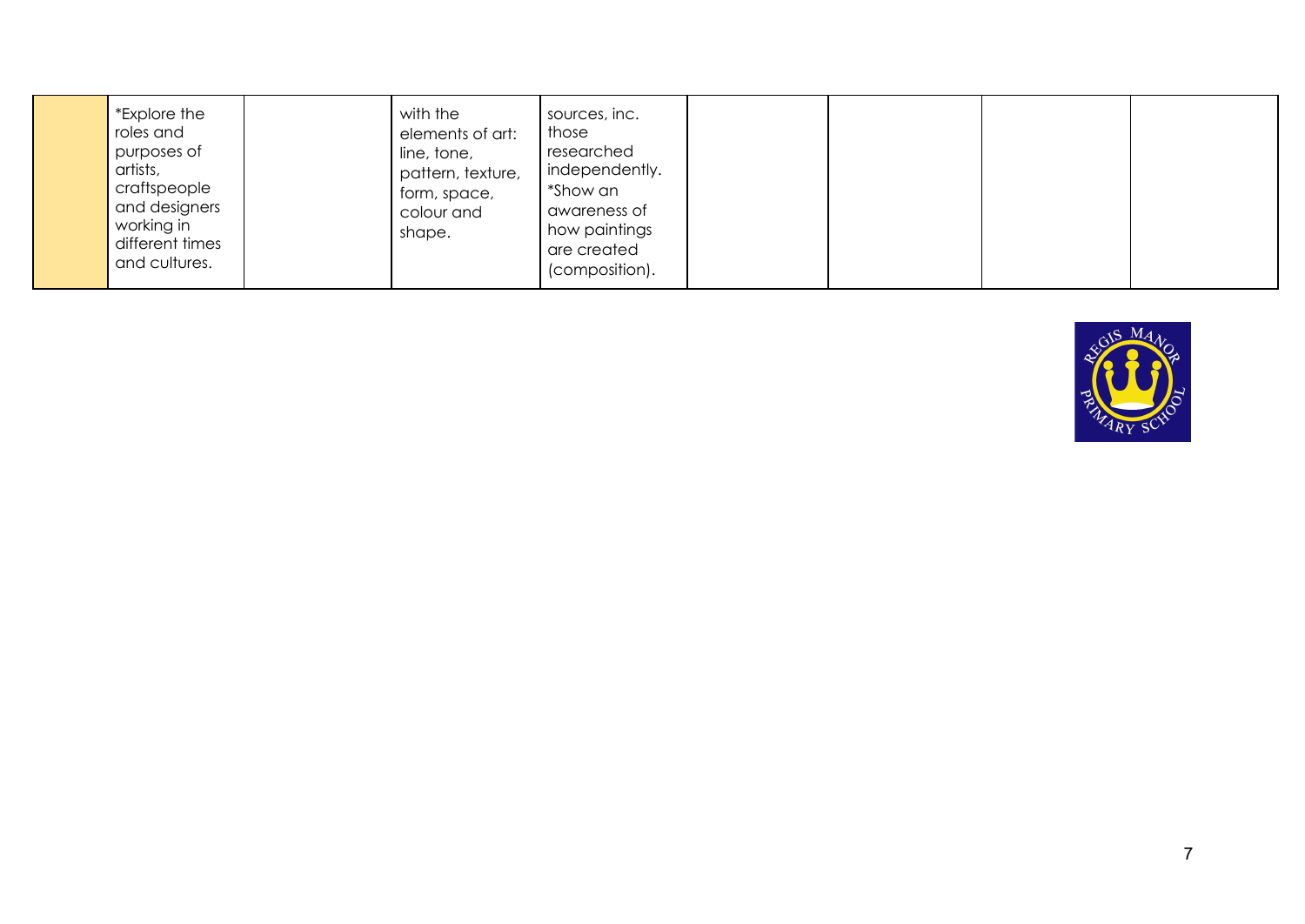| | | | | | | | | |
|---|---|---|---|---|---|---|---|---|
| | *Explore the roles and purposes of artists, craftspeople and designers working in different times and cultures. | | with the elements of art: line, tone, pattern, texture, form, space, colour and shape. | sources, inc. those researched independently. *Show an awareness of how paintings are created (composition). | | | | |